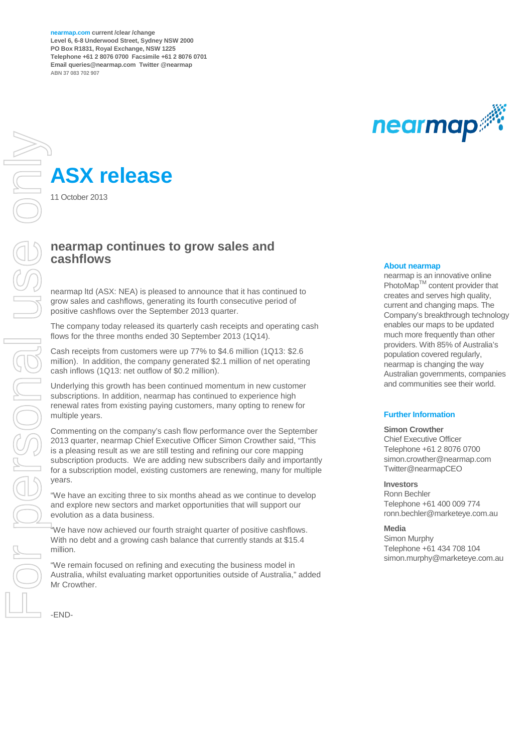nearmap.com current /clear /change
Level 6, 6-8 Underwood Street, Sydney NSW 2000
PO Box R1831, Royal Exchange, NSW 1225
Telephone +61 2 8076 0700 Facsimile +61 2 8076 0701
Email queries@nearmap.com Twitter @nearmap
ABN 37 083 702 907

# ASX release

11 October 2013

## nearmap continues to grow sales and cashflows

nearmap ltd (ASX: NEA) is pleased to announce that it has continued to grow sales and cashflows, generating its fourth consecutive period of positive cashflows over the September 2013 quarter.

The company today released its quarterly cash receipts and operating cash flows for the three months ended 30 September 2013 (1Q14).

Cash receipts from customers were up 77% to $4.6 million (1Q13: $2.6 million). In addition, the company generated $2.1 million of net operating cash inflows (1Q13: net outflow of $0.2 million).

Underlying this growth has been continued momentum in new customer subscriptions. In addition, nearmap has continued to experience high renewal rates from existing paying customers, many opting to renew for multiple years.

Commenting on the company's cash flow performance over the September 2013 quarter, nearmap Chief Executive Officer Simon Crowther said, "This is a pleasing result as we are still testing and refining our core mapping subscription products. We are adding new subscribers daily and importantly for a subscription model, existing customers are renewing, many for multiple years.

"We have an exciting three to six months ahead as we continue to develop and explore new sectors and market opportunities that will support our evolution as a data business.

"We have now achieved our fourth straight quarter of positive cashflows. With no debt and a growing cash balance that currently stands at $15.4 million.

"We remain focused on refining and executing the business model in Australia, whilst evaluating market opportunities outside of Australia," added Mr Crowther.

-END-

### About nearmap

nearmap is an innovative online PhotoMap™ content provider that creates and serves high quality, current and changing maps. The Company's breakthrough technology enables our maps to be updated much more frequently than other providers. With 85% of Australia's population covered regularly, nearmap is changing the way Australian governments, companies and communities see their world.

### Further Information

**Simon Crowther**
Chief Executive Officer
Telephone +61 2 8076 0700
simon.crowther@nearmap.com
Twitter@nearmapCEO

**Investors**
Ronn Bechler
Telephone +61 400 009 774
ronn.bechler@marketeye.com.au

**Media**
Simon Murphy
Telephone +61 434 708 104
simon.murphy@marketeye.com.au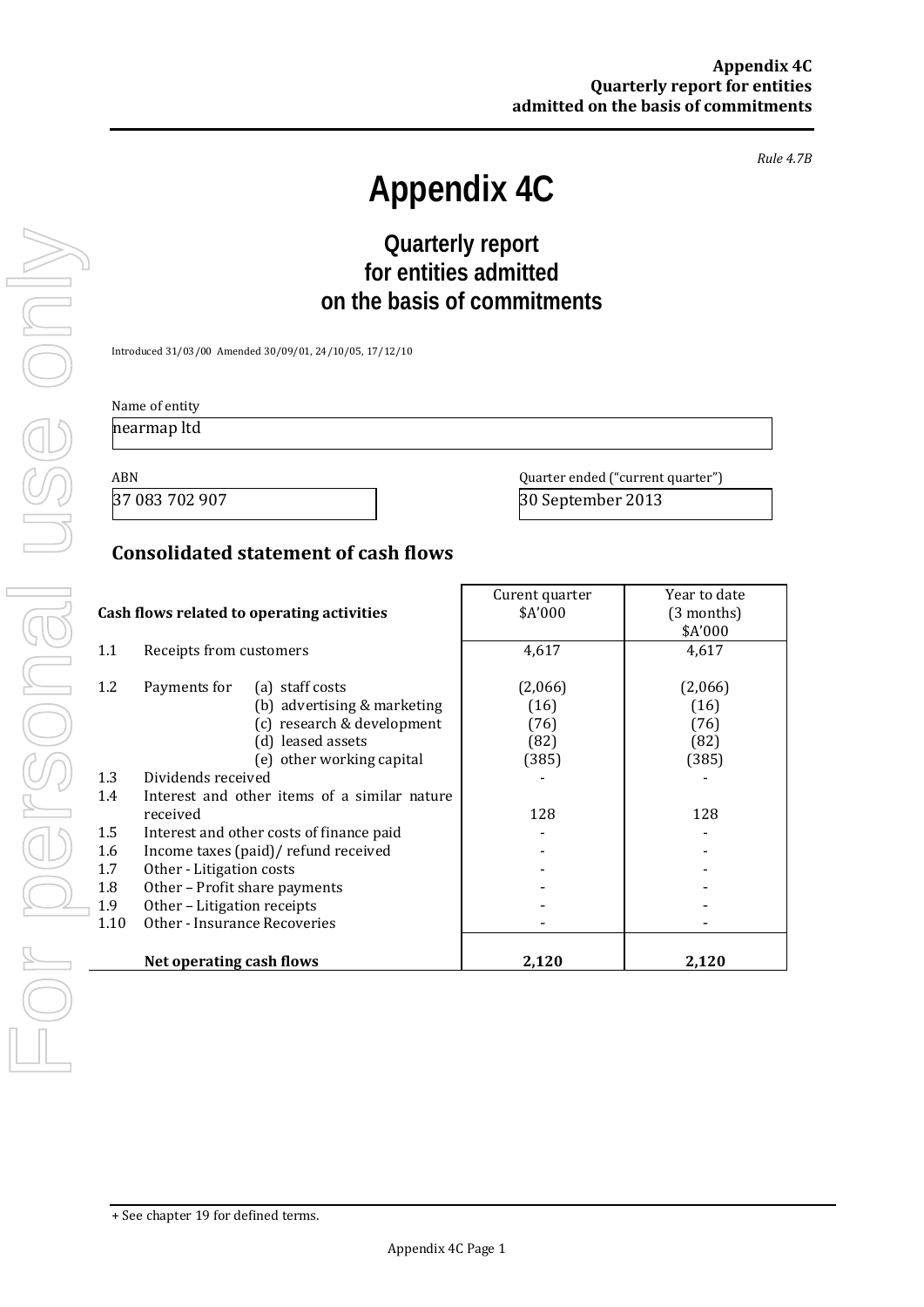*Rule 4.7B*

# Appendix 4C

## Quarterly report for entities admitted on the basis of commitments

Introduced 31/03/00 Amended 30/09/01, 24/10/05, 17/12/10

Name of entity

nearmap ltd

| ABN | Quarter ended ("current quarter") |
|---|---|
| 37 083 702 907 | 30 September 2013 |

### Consolidated statement of cash flows

| | Cash flows related to operating activities | | Curent quarter $A'000 | Year to date (3 months) $A'000 |
|---|---|---|---|---|
| 1.1 | Receipts from customers | | 4,617 | 4,617 |
| 1.2 | Payments for | (a) staff costs | (2,066) | (2,066) |
| | | (b) advertising & marketing | (16) | (16) |
| | | (c) research & development | (76) | (76) |
| | | (d) leased assets | (82) | (82) |
| | | (e) other working capital | (385) | (385) |
| 1.3 | Dividends received | | - | - |
| 1.4 | Interest and other items of a similar nature received | | 128 | 128 |
| 1.5 | Interest and other costs of finance paid | | - | - |
| 1.6 | Income taxes (paid)/ refund received | | - | - |
| 1.7 | Other - Litigation costs | | - | - |
| 1.8 | Other – Profit share payments | | - | - |
| 1.9 | Other – Litigation receipts | | - | - |
| 1.10 | Other - Insurance Recoveries | | - | - |
| | **Net operating cash flows** | | **2,120** | **2,120** |

+ See chapter 19 for defined terms.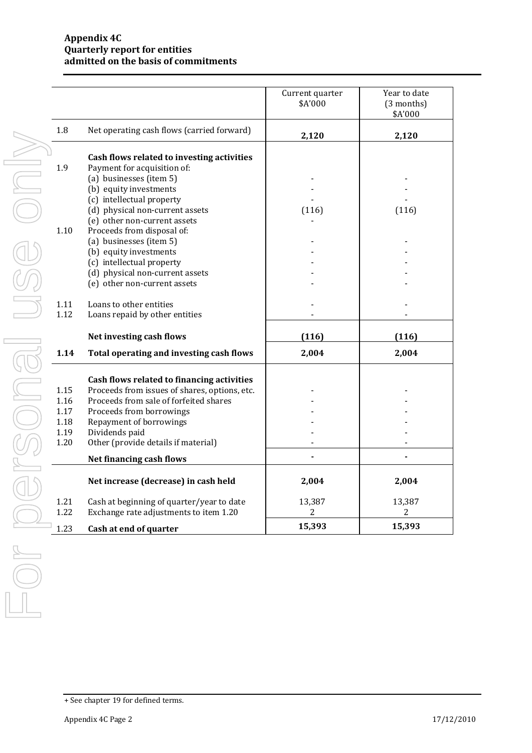**Appendix 4C**
**Quarterly report for entities**
**admitted on the basis of commitments**

| | | Current quarter $A'000 | Year to date (3 months) $A'000 |
|---|---|---|---|
| 1.8 | Net operating cash flows (carried forward) | **2,120** | **2,120** |
| | **Cash flows related to investing activities** | | |
| 1.9 | Payment for acquisition of: | | |
| | (a) businesses (item 5) | - | - |
| | (b) equity investments | - | - |
| | (c) intellectual property | - | - |
| | (d) physical non-current assets | (116) | (116) |
| | (e) other non-current assets | - | |
| 1.10 | Proceeds from disposal of: | | |
| | (a) businesses (item 5) | - | - |
| | (b) equity investments | - | - |
| | (c) intellectual property | - | - |
| | (d) physical non-current assets | - | - |
| | (e) other non-current assets | - | - |
| 1.11 | Loans to other entities | - | - |
| 1.12 | Loans repaid by other entities | - | - |
| | **Net investing cash flows** | **(116)** | **(116)** |
| **1.14** | **Total operating and investing cash flows** | **2,004** | **2,004** |
| | **Cash flows related to financing activities** | | |
| 1.15 | Proceeds from issues of shares, options, etc. | - | - |
| 1.16 | Proceeds from sale of forfeited shares | - | - |
| 1.17 | Proceeds from borrowings | - | - |
| 1.18 | Repayment of borrowings | - | - |
| 1.19 | Dividends paid | - | - |
| 1.20 | Other (provide details if material) | - | - |
| | **Net financing cash flows** | **-** | **-** |
| | **Net increase (decrease) in cash held** | **2,004** | **2,004** |
| 1.21 | Cash at beginning of quarter/year to date | 13,387 | 13,387 |
| 1.22 | Exchange rate adjustments to item 1.20 | 2 | 2 |
| 1.23 | **Cash at end of quarter** | **15,393** | **15,393** |

+ See chapter 19 for defined terms.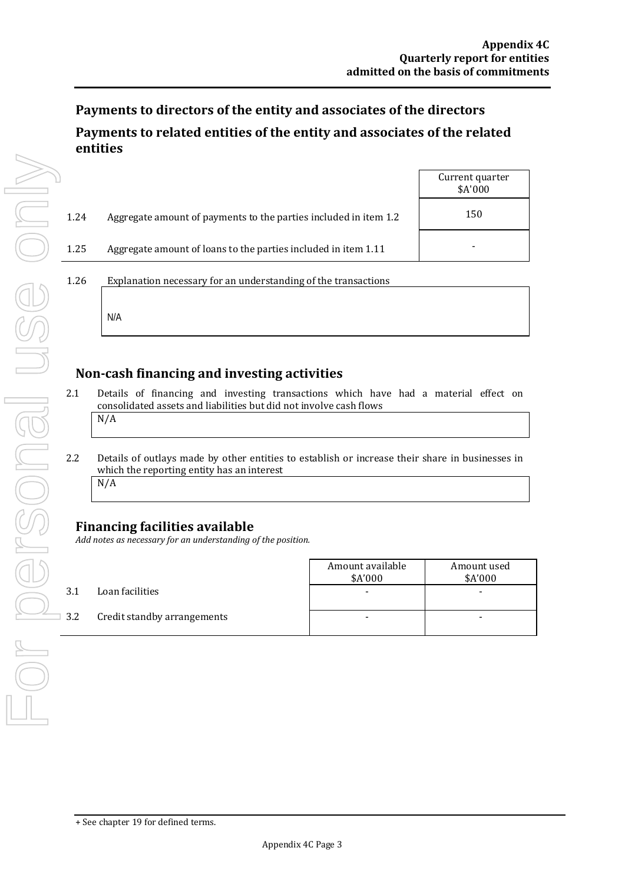## Payments to directors of the entity and associates of the directors

## Payments to related entities of the entity and associates of the related entities

| | | Current quarter $A'000 |
|---|---|---|
| 1.24 | Aggregate amount of payments to the parties included in item 1.2 | 150 |
| 1.25 | Aggregate amount of loans to the parties included in item 1.11 | - |

1.26 Explanation necessary for an understanding of the transactions

N/A

## Non-cash financing and investing activities

2.1 Details of financing and investing transactions which have had a material effect on consolidated assets and liabilities but did not involve cash flows

N/A

2.2 Details of outlays made by other entities to establish or increase their share in businesses in which the reporting entity has an interest

N/A

## Financing facilities available

*Add notes as necessary for an understanding of the position.*

| | | Amount available $A'000 | Amount used $A'000 |
|---|---|---|---|
| 3.1 | Loan facilities | - | - |
| 3.2 | Credit standby arrangements | - | - |

+ See chapter 19 for defined terms.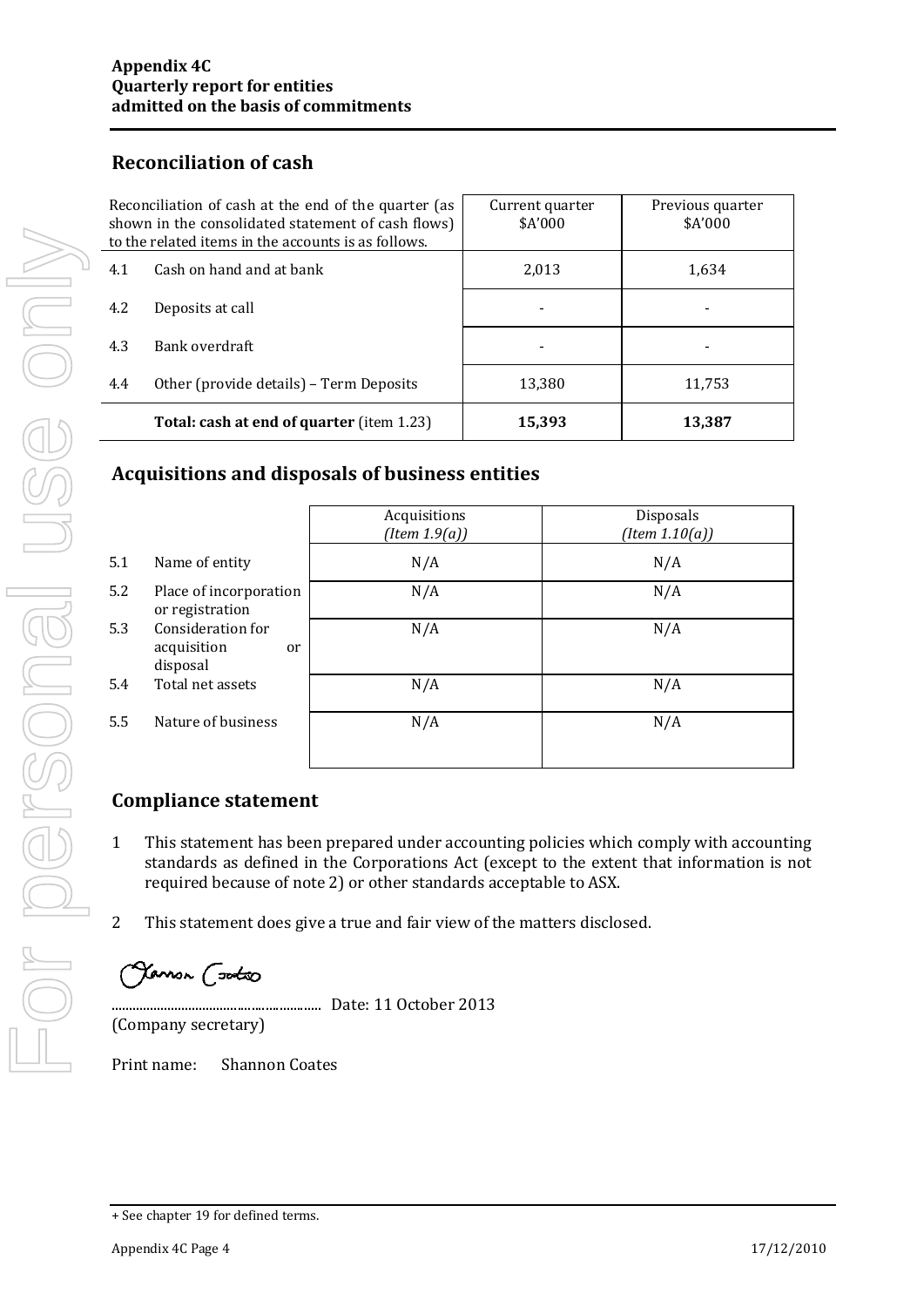## Reconciliation of cash

| Reconciliation of cash at the end of the quarter (as shown in the consolidated statement of cash flows) to the related items in the accounts is as follows. | | Current quarter $A'000 | Previous quarter $A'000 |
|---|---|---|---|
| 4.1 | Cash on hand and at bank | 2,013 | 1,634 |
| 4.2 | Deposits at call | - | - |
| 4.3 | Bank overdraft | - | - |
| 4.4 | Other (provide details) – Term Deposits | 13,380 | 11,753 |
| | **Total: cash at end of quarter** (item 1.23) | **15,393** | **13,387** |

## Acquisitions and disposals of business entities

| | | Acquisitions *(Item 1.9(a))* | Disposals *(Item 1.10(a))* |
|---|---|---|---|
| 5.1 | Name of entity | N/A | N/A |
| 5.2 | Place of incorporation or registration | N/A | N/A |
| 5.3 | Consideration for acquisition or disposal | N/A | N/A |
| 5.4 | Total net assets | N/A | N/A |
| 5.5 | Nature of business | N/A | N/A |

## Compliance statement

1. This statement has been prepared under accounting policies which comply with accounting standards as defined in the Corporations Act (except to the extent that information is not required because of note 2) or other standards acceptable to ASX.

2. This statement does give a true and fair view of the matters disclosed.

........................................................ Date: 11 October 2013
(Company secretary)

Print name: Shannon Coates

+ See chapter 19 for defined terms.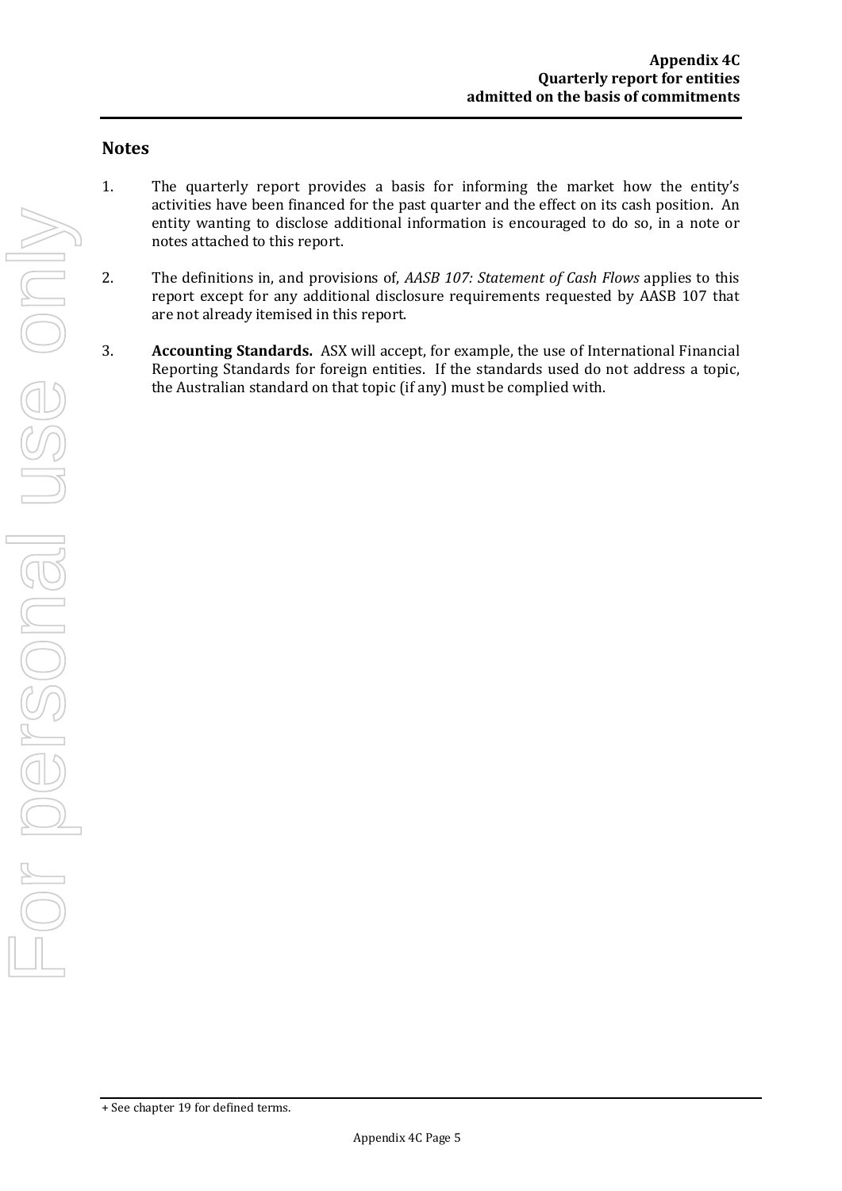## Notes

1. The quarterly report provides a basis for informing the market how the entity's activities have been financed for the past quarter and the effect on its cash position. An entity wanting to disclose additional information is encouraged to do so, in a note or notes attached to this report.

2. The definitions in, and provisions of, *AASB 107: Statement of Cash Flows* applies to this report except for any additional disclosure requirements requested by AASB 107 that are not already itemised in this report.

3. **Accounting Standards.** ASX will accept, for example, the use of International Financial Reporting Standards for foreign entities. If the standards used do not address a topic, the Australian standard on that topic (if any) must be complied with.